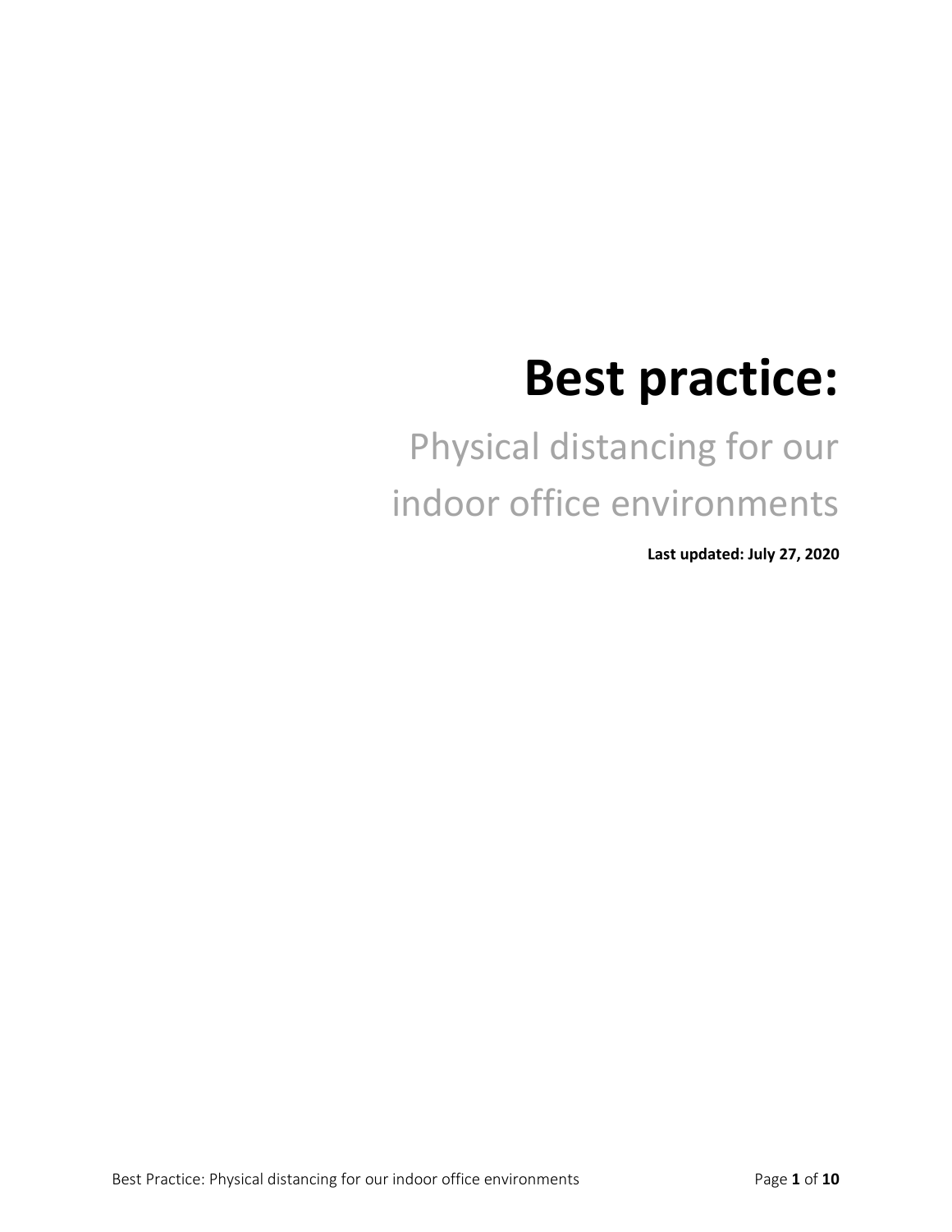# Best practice:

## Physical distancing for our indoor office environments

**Last updated: July 27, 2020**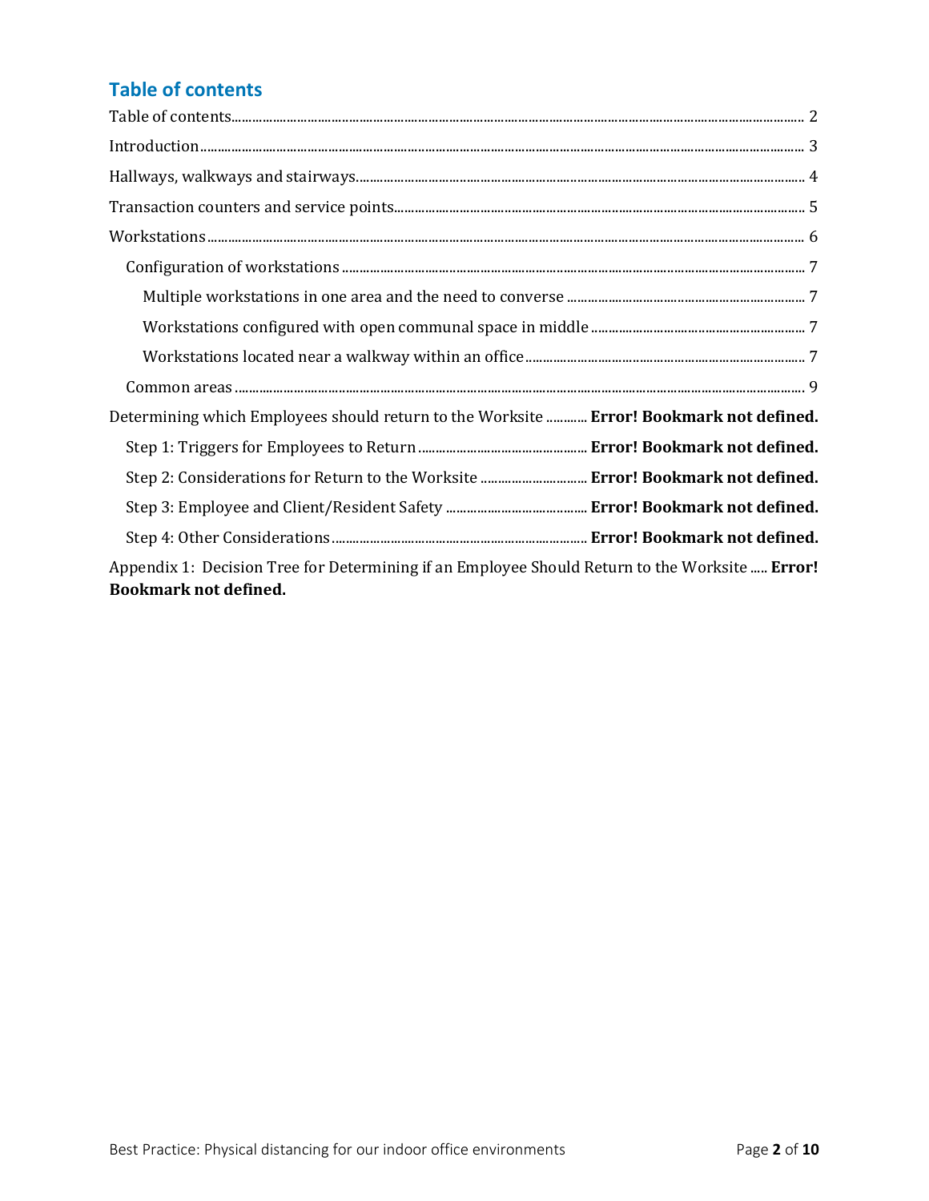## Table of contents

Table of contents ........ 2

Introduction ........ 3

Hallways, walkways and stairways ........ 4

Transaction counters and service points ........ 5

Workstations ........ 6

- Configuration of workstations ........ 7
  - Multiple workstations in one area and the need to converse ........ 7
  - Workstations configured with open communal space in middle ........ 7
  - Workstations located near a walkway within an office ........ 7
- Common areas ........ 9

Determining which Employees should return to the Worksite ........ **Error! Bookmark not defined.**

- Step 1: Triggers for Employees to Return ........ **Error! Bookmark not defined.**
- Step 2: Considerations for Return to the Worksite ........ **Error! Bookmark not defined.**
- Step 3: Employee and Client/Resident Safety ........ **Error! Bookmark not defined.**
- Step 4: Other Considerations ........ **Error! Bookmark not defined.**

Appendix 1: Decision Tree for Determining if an Employee Should Return to the Worksite ..... **Error! Bookmark not defined.**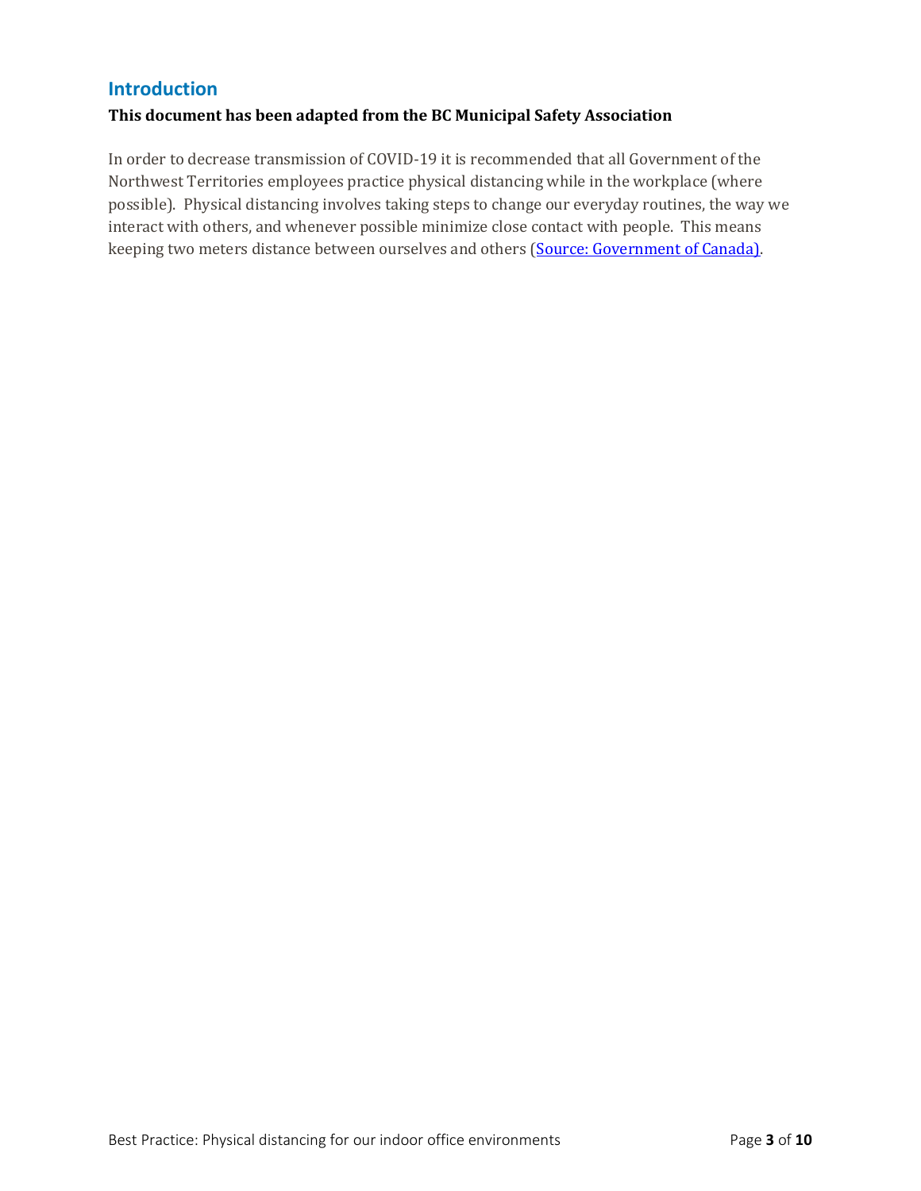## Introduction

**This document has been adapted from the BC Municipal Safety Association**

In order to decrease transmission of COVID-19 it is recommended that all Government of the Northwest Territories employees practice physical distancing while in the workplace (where possible). Physical distancing involves taking steps to change our everyday routines, the way we interact with others, and whenever possible minimize close contact with people. This means keeping two meters distance between ourselves and others (Source: Government of Canada).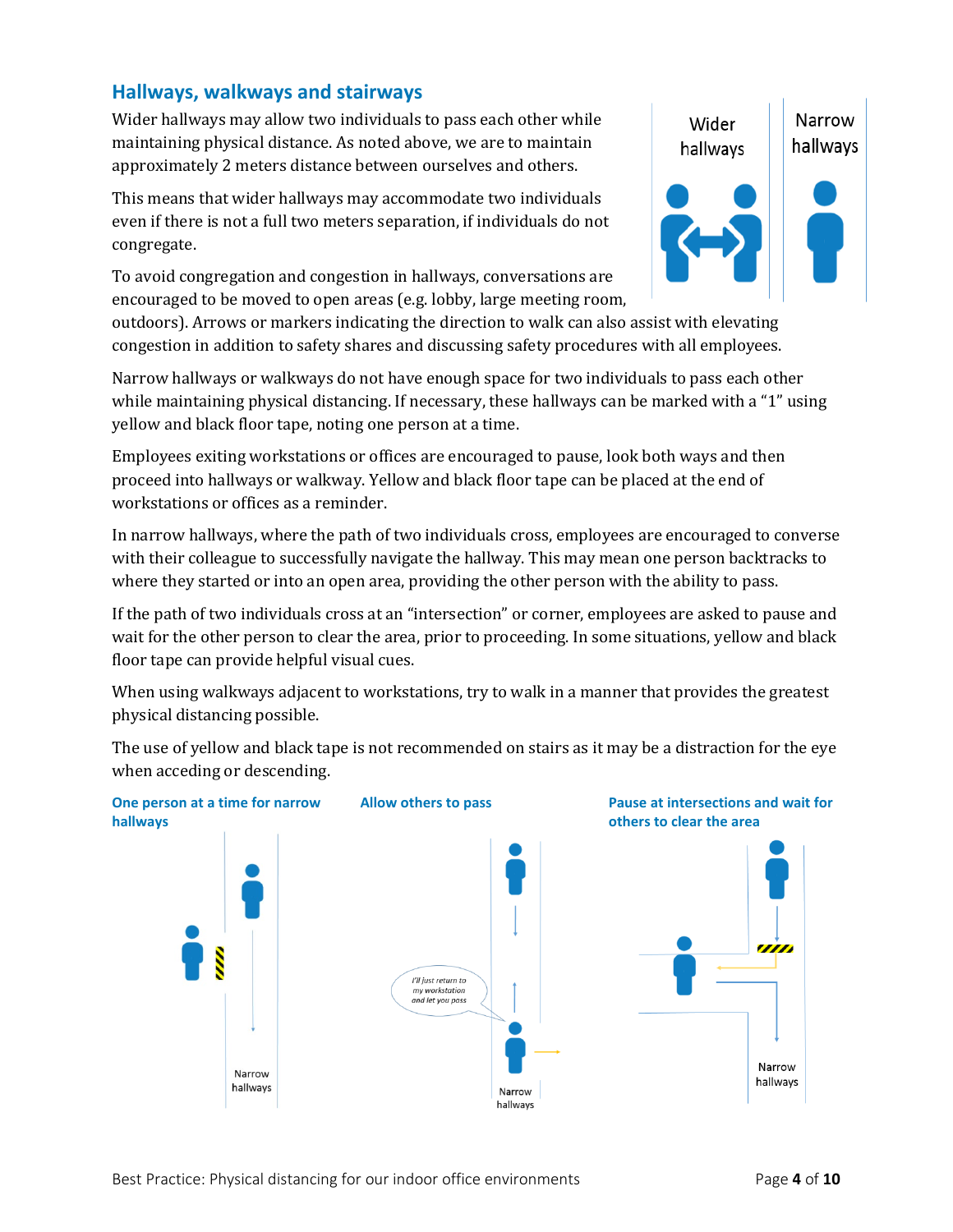## Hallways, walkways and stairways

Wider hallways may allow two individuals to pass each other while maintaining physical distance. As noted above, we are to maintain approximately 2 meters distance between ourselves and others.

This means that wider hallways may accommodate two individuals even if there is not a full two meters separation, if individuals do not congregate.

To avoid congregation and congestion in hallways, conversations are encouraged to be moved to open areas (e.g. lobby, large meeting room, outdoors). Arrows or markers indicating the direction to walk can also assist with elevating congestion in addition to safety shares and discussing safety procedures with all employees.

Narrow hallways or walkways do not have enough space for two individuals to pass each other while maintaining physical distancing. If necessary, these hallways can be marked with a "1" using yellow and black floor tape, noting one person at a time.

Employees exiting workstations or offices are encouraged to pause, look both ways and then proceed into hallways or walkway. Yellow and black floor tape can be placed at the end of workstations or offices as a reminder.

In narrow hallways, where the path of two individuals cross, employees are encouraged to converse with their colleague to successfully navigate the hallway. This may mean one person backtracks to where they started or into an open area, providing the other person with the ability to pass.

If the path of two individuals cross at an "intersection" or corner, employees are asked to pause and wait for the other person to clear the area, prior to proceeding. In some situations, yellow and black floor tape can provide helpful visual cues.

When using walkways adjacent to workstations, try to walk in a manner that provides the greatest physical distancing possible.

The use of yellow and black tape is not recommended on stairs as it may be a distraction for the eye when acceding or descending.

**One person at a time for narrow hallways**

**Allow others to pass**

**Pause at intersections and wait for others to clear the area**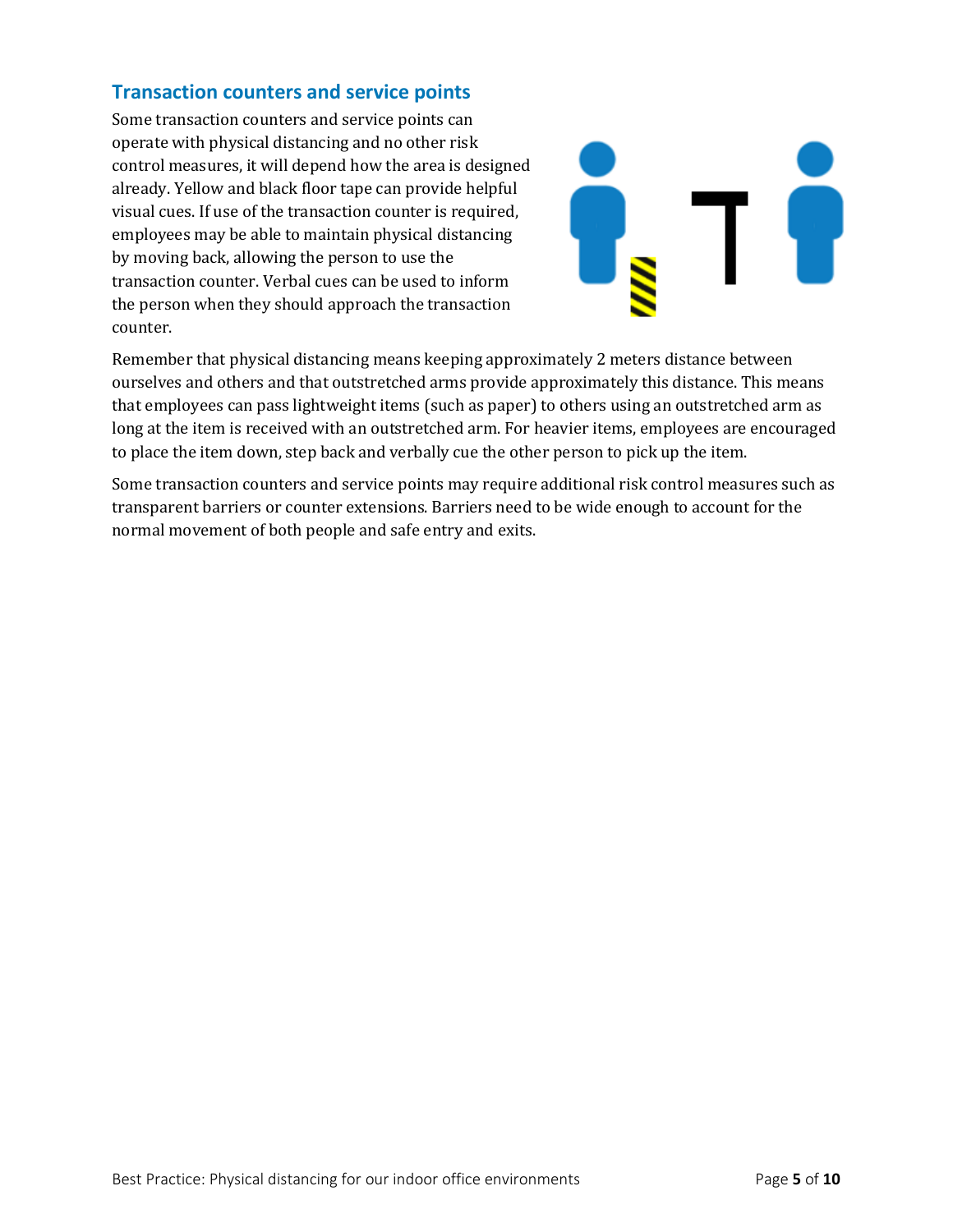## Transaction counters and service points

Some transaction counters and service points can operate with physical distancing and no other risk control measures, it will depend how the area is designed already. Yellow and black floor tape can provide helpful visual cues. If use of the transaction counter is required, employees may be able to maintain physical distancing by moving back, allowing the person to use the transaction counter. Verbal cues can be used to inform the person when they should approach the transaction counter.

Remember that physical distancing means keeping approximately 2 meters distance between ourselves and others and that outstretched arms provide approximately this distance. This means that employees can pass lightweight items (such as paper) to others using an outstretched arm as long at the item is received with an outstretched arm. For heavier items, employees are encouraged to place the item down, step back and verbally cue the other person to pick up the item.

Some transaction counters and service points may require additional risk control measures such as transparent barriers or counter extensions. Barriers need to be wide enough to account for the normal movement of both people and safe entry and exits.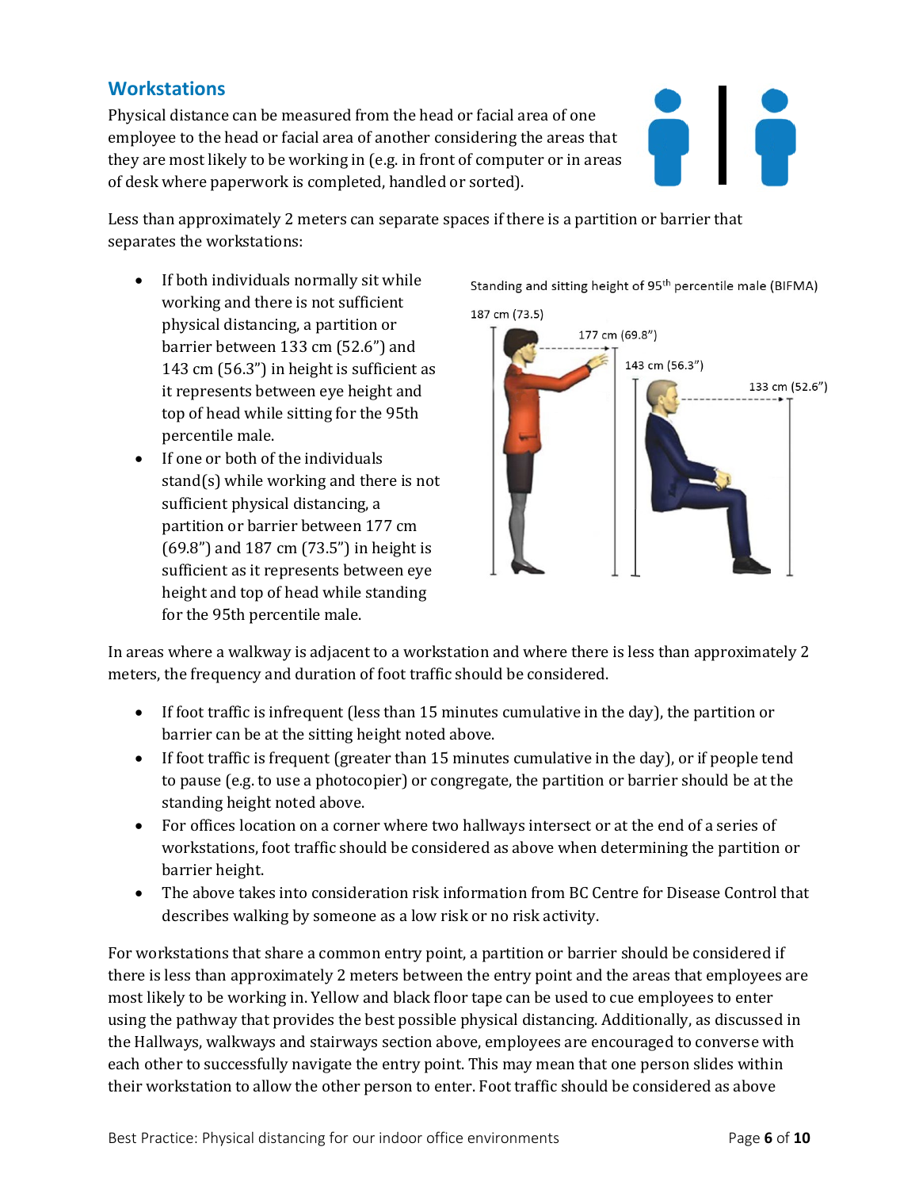## Workstations

Physical distance can be measured from the head or facial area of one employee to the head or facial area of another considering the areas that they are most likely to be working in (e.g. in front of computer or in areas of desk where paperwork is completed, handled or sorted).

Less than approximately 2 meters can separate spaces if there is a partition or barrier that separates the workstations:

- If both individuals normally sit while working and there is not sufficient physical distancing, a partition or barrier between 133 cm (52.6”) and 143 cm (56.3”) in height is sufficient as it represents between eye height and top of head while sitting for the 95th percentile male.
- If one or both of the individuals stand(s) while working and there is not sufficient physical distancing, a partition or barrier between 177 cm (69.8”) and 187 cm (73.5”) in height is sufficient as it represents between eye height and top of head while standing for the 95th percentile male.

Standing and sitting height of 95th percentile male (BIFMA)

187 cm (73.5)

177 cm (69.8”)

143 cm (56.3”)

133 cm (52.6”)

In areas where a walkway is adjacent to a workstation and where there is less than approximately 2 meters, the frequency and duration of foot traffic should be considered.

- If foot traffic is infrequent (less than 15 minutes cumulative in the day), the partition or barrier can be at the sitting height noted above.
- If foot traffic is frequent (greater than 15 minutes cumulative in the day), or if people tend to pause (e.g. to use a photocopier) or congregate, the partition or barrier should be at the standing height noted above.
- For offices location on a corner where two hallways intersect or at the end of a series of workstations, foot traffic should be considered as above when determining the partition or barrier height.
- The above takes into consideration risk information from BC Centre for Disease Control that describes walking by someone as a low risk or no risk activity.

For workstations that share a common entry point, a partition or barrier should be considered if there is less than approximately 2 meters between the entry point and the areas that employees are most likely to be working in. Yellow and black floor tape can be used to cue employees to enter using the pathway that provides the best possible physical distancing. Additionally, as discussed in the Hallways, walkways and stairways section above, employees are encouraged to converse with each other to successfully navigate the entry point. This may mean that one person slides within their workstation to allow the other person to enter. Foot traffic should be considered as above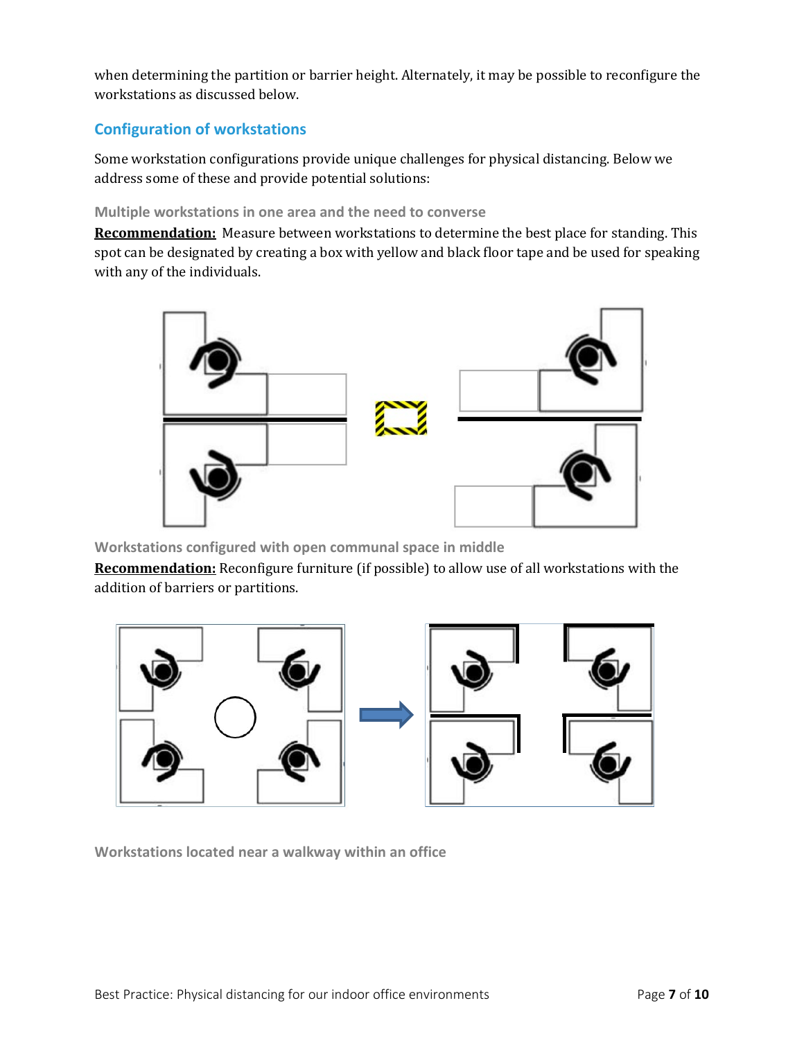when determining the partition or barrier height. Alternately, it may be possible to reconfigure the workstations as discussed below.

## Configuration of workstations

Some workstation configurations provide unique challenges for physical distancing. Below we address some of these and provide potential solutions:

### Multiple workstations in one area and the need to converse

**Recommendation:** Measure between workstations to determine the best place for standing. This spot can be designated by creating a box with yellow and black floor tape and be used for speaking with any of the individuals.

### Workstations configured with open communal space in middle

**Recommendation:** Reconfigure furniture (if possible) to allow use of all workstations with the addition of barriers or partitions.

### Workstations located near a walkway within an office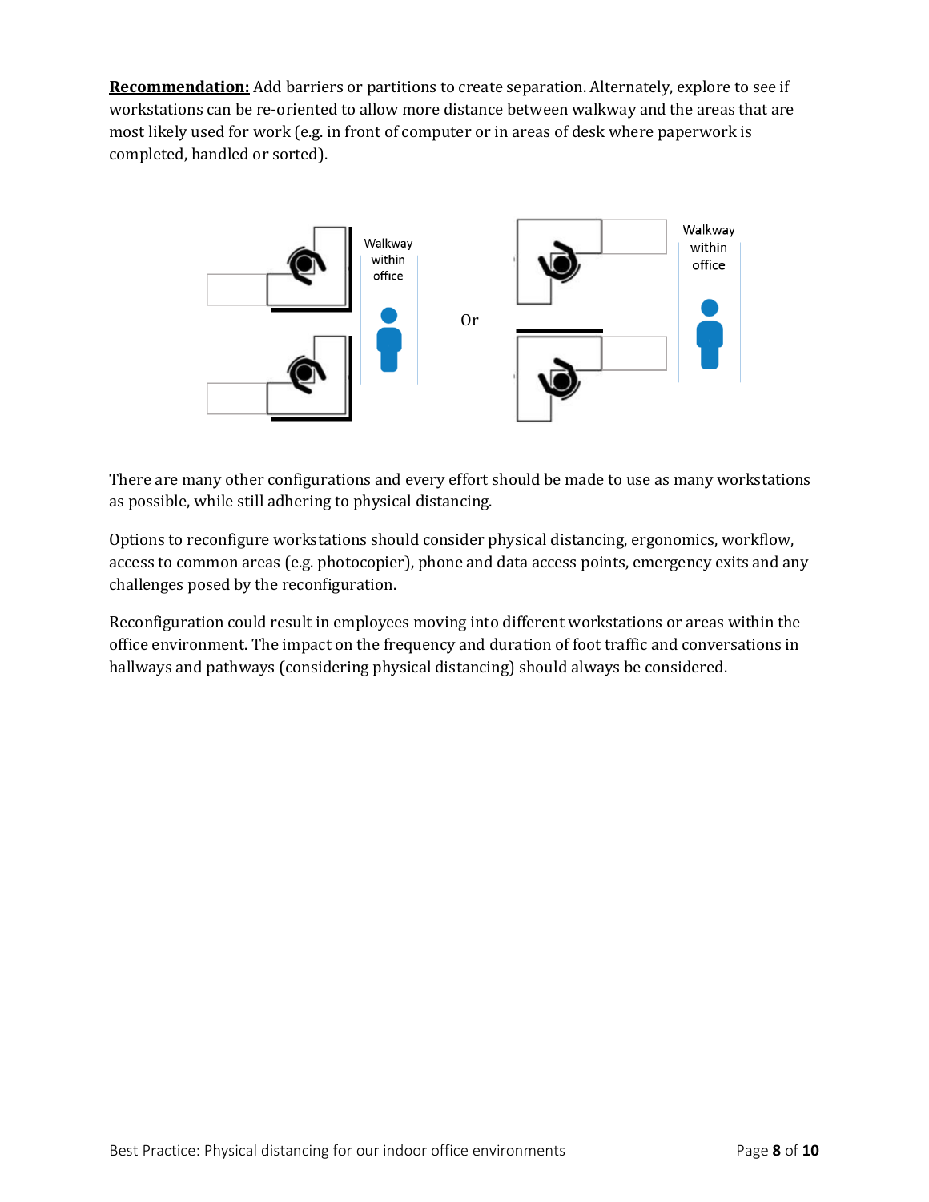**Recommendation:** Add barriers or partitions to create separation. Alternately, explore to see if workstations can be re-oriented to allow more distance between walkway and the areas that are most likely used for work (e.g. in front of computer or in areas of desk where paperwork is completed, handled or sorted).

Walkway within office

Or

Walkway within office

There are many other configurations and every effort should be made to use as many workstations as possible, while still adhering to physical distancing.

Options to reconfigure workstations should consider physical distancing, ergonomics, workflow, access to common areas (e.g. photocopier), phone and data access points, emergency exits and any challenges posed by the reconfiguration.

Reconfiguration could result in employees moving into different workstations or areas within the office environment. The impact on the frequency and duration of foot traffic and conversations in hallways and pathways (considering physical distancing) should always be considered.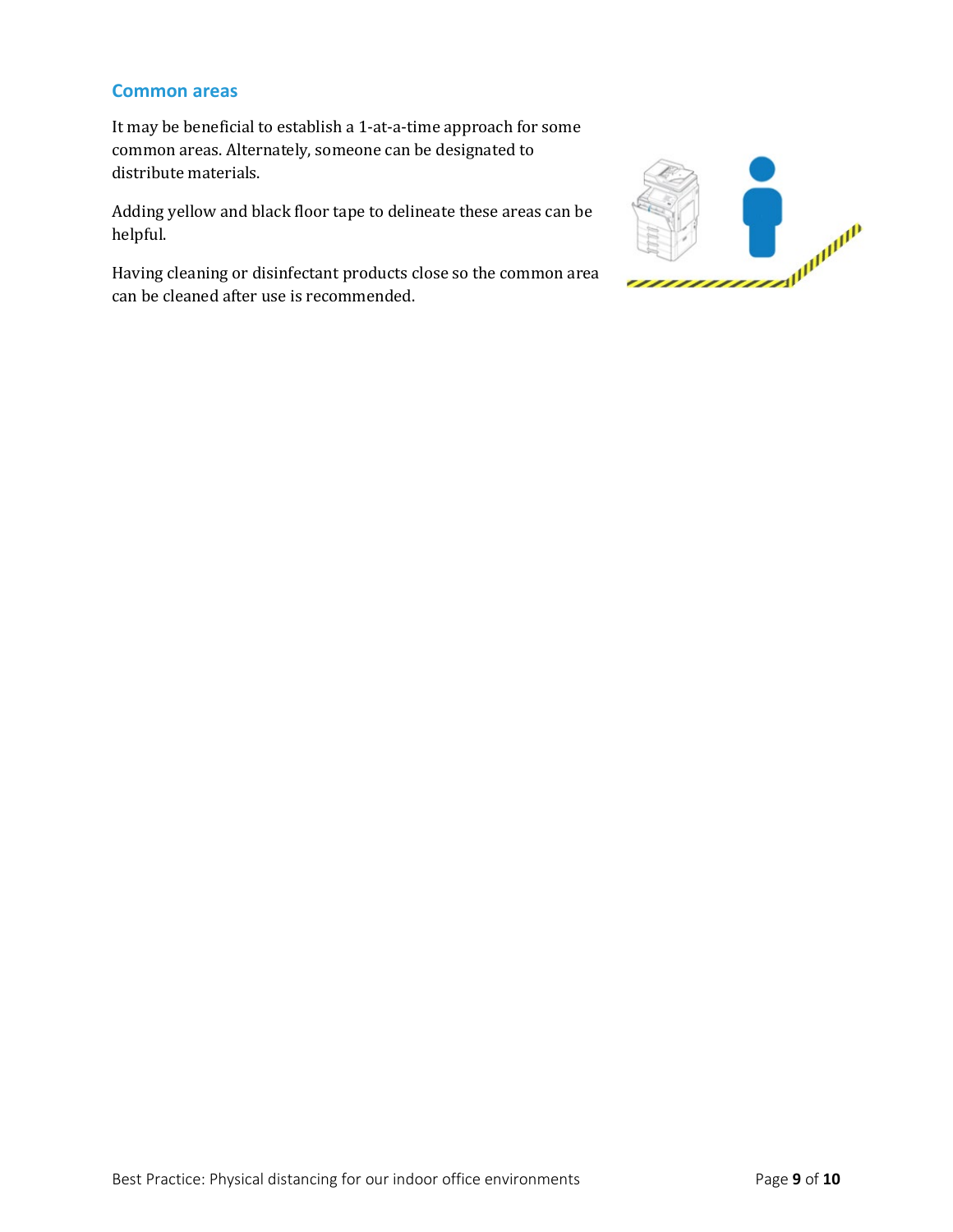## Common areas

It may be beneficial to establish a 1-at-a-time approach for some common areas. Alternately, someone can be designated to distribute materials.

Adding yellow and black floor tape to delineate these areas can be helpful.

Having cleaning or disinfectant products close so the common area can be cleaned after use is recommended.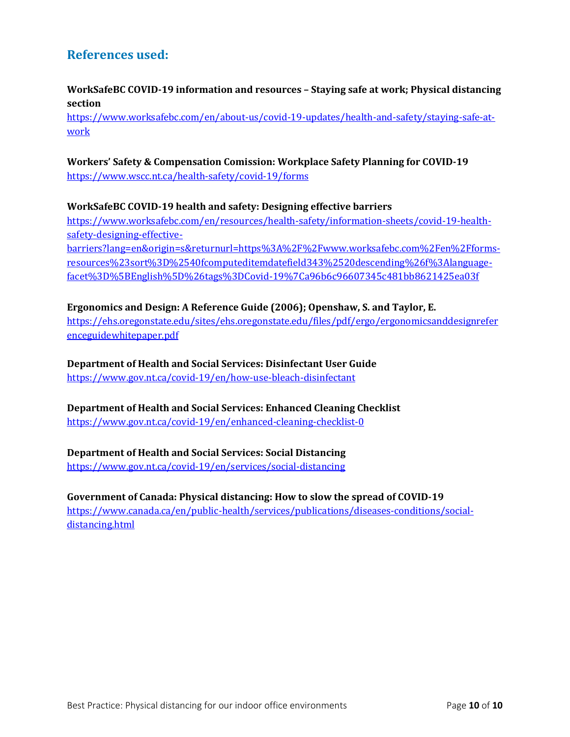## References used:

**WorkSafeBC COVID-19 information and resources – Staying safe at work; Physical distancing section**
https://www.worksafebc.com/en/about-us/covid-19-updates/health-and-safety/staying-safe-at-work

**Workers' Safety & Compensation Comission: Workplace Safety Planning for COVID-19**
https://www.wscc.nt.ca/health-safety/covid-19/forms

**WorkSafeBC COVID-19 health and safety: Designing effective barriers**
https://www.worksafebc.com/en/resources/health-safety/information-sheets/covid-19-health-safety-designing-effective-barriers?lang=en&origin=s&returnurl=https%3A%2F%2Fwww.worksafebc.com%2Fen%2Fforms-resources%23sort%3D%2540fcomputeditemdatefield343%2520descending%26f%3Alanguage-facet%3D%5BEnglish%5D%26tags%3DCovid-19%7Ca96b6c96607345c481bb8621425ea03f

**Ergonomics and Design: A Reference Guide (2006); Openshaw, S. and Taylor, E.**
https://ehs.oregonstate.edu/sites/ehs.oregonstate.edu/files/pdf/ergo/ergonomicsanddesignreferenceguidewhitepaper.pdf

**Department of Health and Social Services: Disinfectant User Guide**
https://www.gov.nt.ca/covid-19/en/how-use-bleach-disinfectant

**Department of Health and Social Services: Enhanced Cleaning Checklist**
https://www.gov.nt.ca/covid-19/en/enhanced-cleaning-checklist-0

**Department of Health and Social Services: Social Distancing**
https://www.gov.nt.ca/covid-19/en/services/social-distancing

**Government of Canada: Physical distancing: How to slow the spread of COVID-19**
https://www.canada.ca/en/public-health/services/publications/diseases-conditions/social-distancing.html